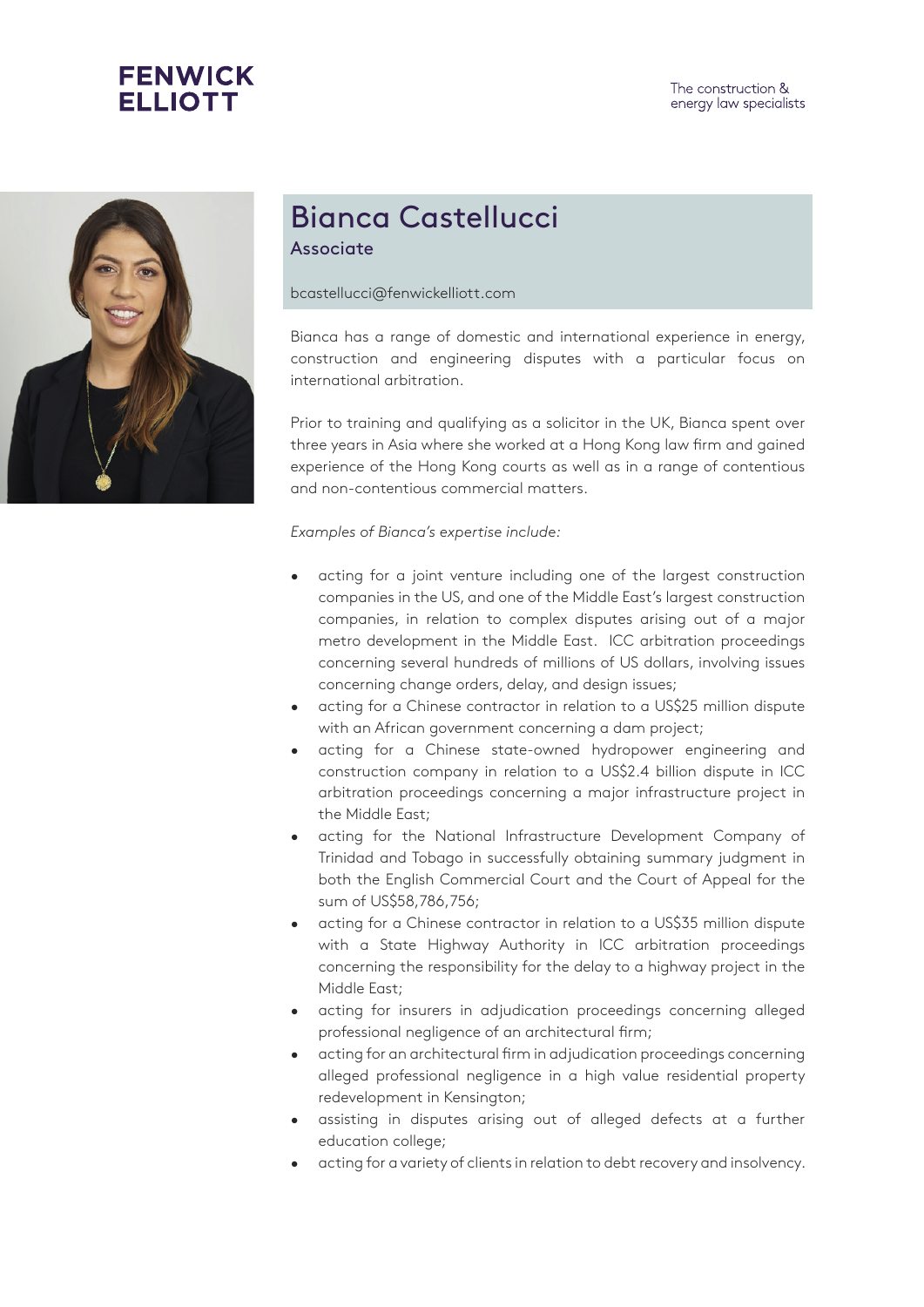FENWICK ELLIOTT

The construction & energy law specialists

# Bianca Castellucci

## Associate

bcastellucci@fenwickelliott.com

Bianca has a range of domestic and international experience in energy, construction and engineering disputes with a particular focus on international arbitration.

Prior to training and qualifying as a solicitor in the UK, Bianca spent over three years in Asia where she worked at a Hong Kong law firm and gained experience of the Hong Kong courts as well as in a range of contentious and non-contentious commercial matters.

*Examples of Bianca's expertise include:*

- acting for a joint venture including one of the largest construction companies in the US, and one of the Middle East's largest construction companies, in relation to complex disputes arising out of a major metro development in the Middle East. ICC arbitration proceedings concerning several hundreds of millions of US dollars, involving issues concerning change orders, delay, and design issues;
- acting for a Chinese contractor in relation to a US$25 million dispute with an African government concerning a dam project;
- acting for a Chinese state-owned hydropower engineering and construction company in relation to a US$2.4 billion dispute in ICC arbitration proceedings concerning a major infrastructure project in the Middle East;
- acting for the National Infrastructure Development Company of Trinidad and Tobago in successfully obtaining summary judgment in both the English Commercial Court and the Court of Appeal for the sum of US$58,786,756;
- acting for a Chinese contractor in relation to a US$35 million dispute with a State Highway Authority in ICC arbitration proceedings concerning the responsibility for the delay to a highway project in the Middle East;
- acting for insurers in adjudication proceedings concerning alleged professional negligence of an architectural firm;
- acting for an architectural firm in adjudication proceedings concerning alleged professional negligence in a high value residential property redevelopment in Kensington;
- assisting in disputes arising out of alleged defects at a further education college;
- acting for a variety of clients in relation to debt recovery and insolvency.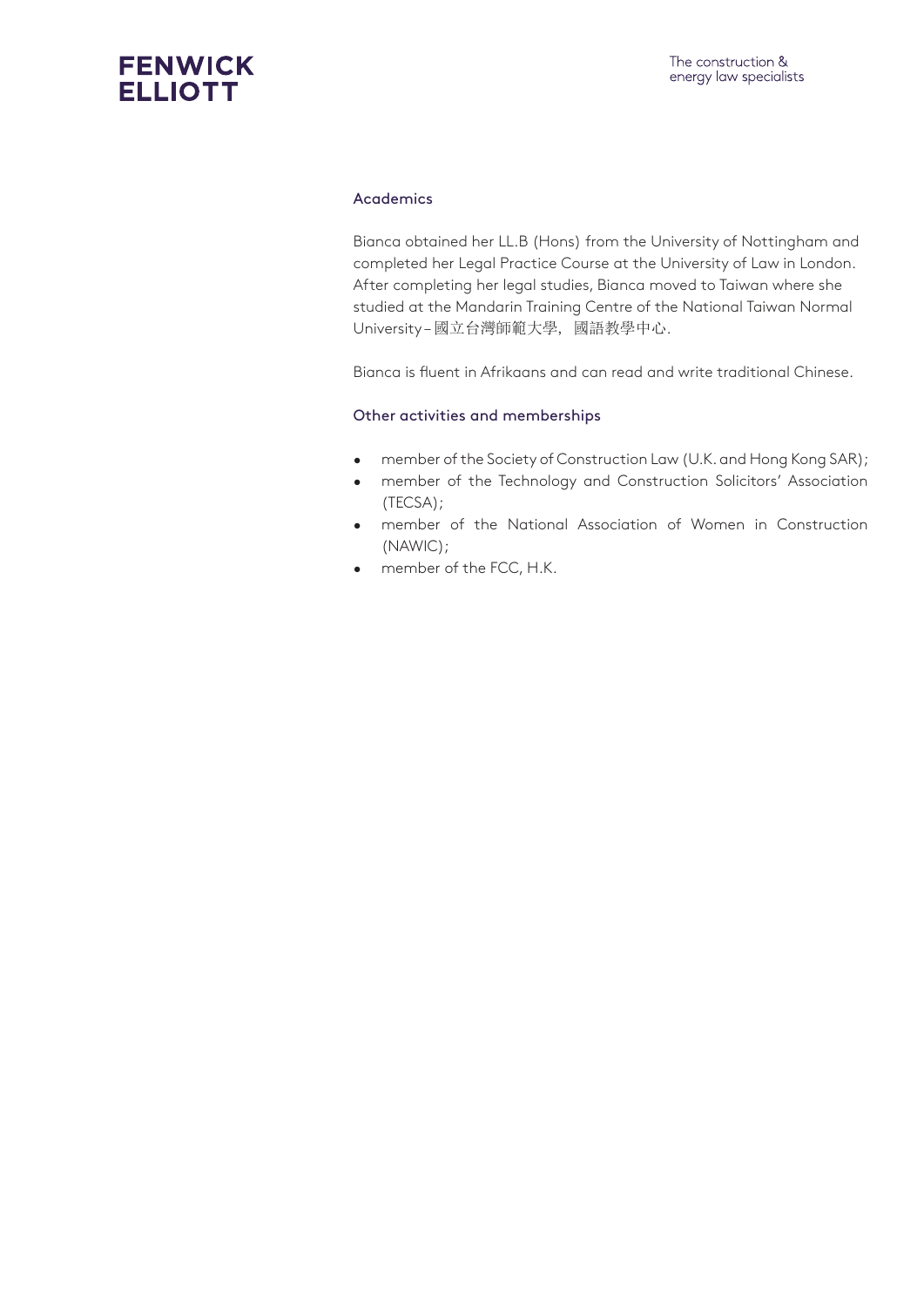## Academics

Bianca obtained her LL.B (Hons) from the University of Nottingham and completed her Legal Practice Course at the University of Law in London. After completing her legal studies, Bianca moved to Taiwan where she studied at the Mandarin Training Centre of the National Taiwan Normal University – 國立台灣師範大學，國語教學中心.

Bianca is fluent in Afrikaans and can read and write traditional Chinese.

## Other activities and memberships

- member of the Society of Construction Law (U.K. and Hong Kong SAR);
- member of the Technology and Construction Solicitors' Association (TECSA);
- member of the National Association of Women in Construction (NAWIC);
- member of the FCC, H.K.